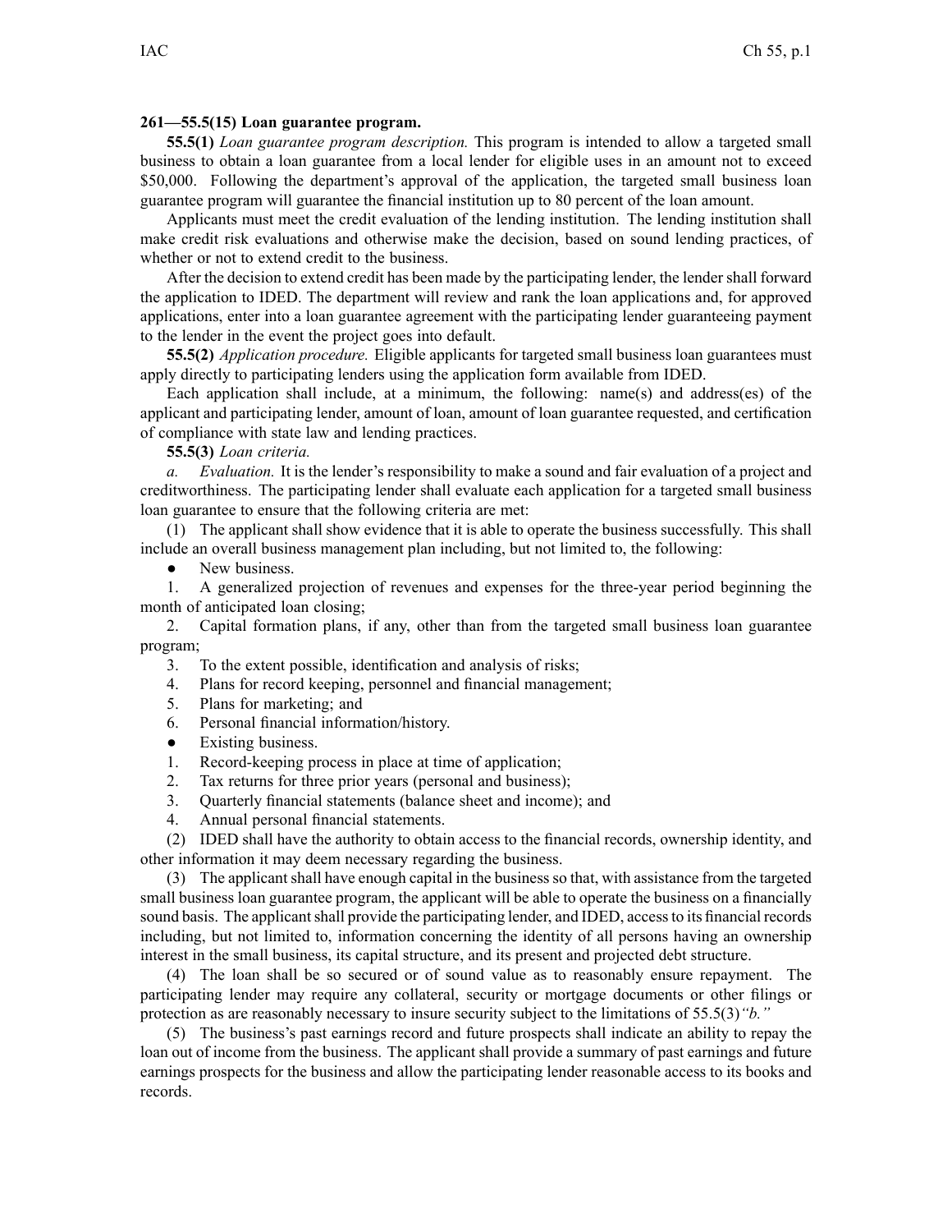**261—55.5(15) Loan guarantee program.**

**55.5(1)** *Loan guarantee program description.* This program is intended to allow a targeted small business to obtain a loan guarantee from a local lender for eligible uses in an amount not to exceed $50,000. Following the department's approval of the application, the targeted small business loan guarantee program will guarantee the financial institution up to 80 percent of the loan amount.

Applicants must meet the credit evaluation of the lending institution. The lending institution shall make credit risk evaluations and otherwise make the decision, based on sound lending practices, of whether or not to extend credit to the business.

After the decision to extend credit has been made by the participating lender, the lender shall forward the application to IDED. The department will review and rank the loan applications and, for approved applications, enter into a loan guarantee agreement with the participating lender guaranteeing payment to the lender in the event the project goes into default.

**55.5(2)** *Application procedure.* Eligible applicants for targeted small business loan guarantees must apply directly to participating lenders using the application form available from IDED.

Each application shall include, at a minimum, the following: name(s) and address(es) of the applicant and participating lender, amount of loan, amount of loan guarantee requested, and certification of compliance with state law and lending practices.

**55.5(3)** *Loan criteria.*

*a.* *Evaluation.* It is the lender's responsibility to make a sound and fair evaluation of a project and creditworthiness. The participating lender shall evaluate each application for a targeted small business loan guarantee to ensure that the following criteria are met:

(1) The applicant shall show evidence that it is able to operate the business successfully. This shall include an overall business management plan including, but not limited to, the following:

- New business.

1. A generalized projection of revenues and expenses for the three-year period beginning the month of anticipated loan closing;
2. Capital formation plans, if any, other than from the targeted small business loan guarantee program;
3. To the extent possible, identification and analysis of risks;
4. Plans for record keeping, personnel and financial management;
5. Plans for marketing; and
6. Personal financial information/history.

- Existing business.

1. Record-keeping process in place at time of application;
2. Tax returns for three prior years (personal and business);
3. Quarterly financial statements (balance sheet and income); and
4. Annual personal financial statements.

(2) IDED shall have the authority to obtain access to the financial records, ownership identity, and other information it may deem necessary regarding the business.

(3) The applicant shall have enough capital in the business so that, with assistance from the targeted small business loan guarantee program, the applicant will be able to operate the business on a financially sound basis. The applicant shall provide the participating lender, and IDED, access to its financial records including, but not limited to, information concerning the identity of all persons having an ownership interest in the small business, its capital structure, and its present and projected debt structure.

(4) The loan shall be so secured or of sound value as to reasonably ensure repayment. The participating lender may require any collateral, security or mortgage documents or other filings or protection as are reasonably necessary to insure security subject to the limitations of 55.5(3)*"b."*

(5) The business's past earnings record and future prospects shall indicate an ability to repay the loan out of income from the business. The applicant shall provide a summary of past earnings and future earnings prospects for the business and allow the participating lender reasonable access to its books and records.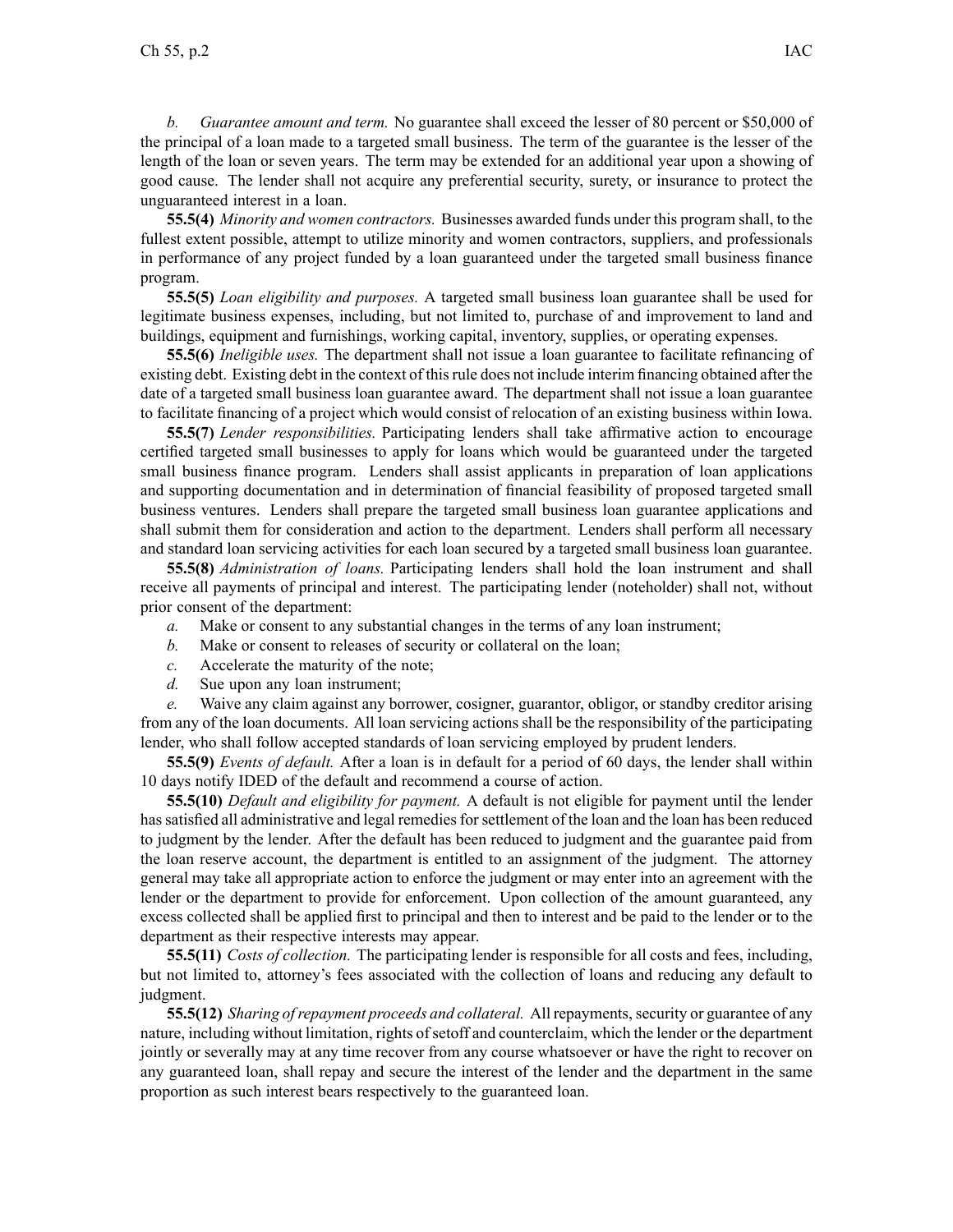*b. Guarantee amount and term.* No guarantee shall exceed the lesser of 80 percent or $50,000 of the principal of a loan made to a targeted small business. The term of the guarantee is the lesser of the length of the loan or seven years. The term may be extended for an additional year upon a showing of good cause. The lender shall not acquire any preferential security, surety, or insurance to protect the unguaranteed interest in a loan.

**55.5(4)** *Minority and women contractors.* Businesses awarded funds under this program shall, to the fullest extent possible, attempt to utilize minority and women contractors, suppliers, and professionals in performance of any project funded by a loan guaranteed under the targeted small business finance program.

**55.5(5)** *Loan eligibility and purposes.* A targeted small business loan guarantee shall be used for legitimate business expenses, including, but not limited to, purchase of and improvement to land and buildings, equipment and furnishings, working capital, inventory, supplies, or operating expenses.

**55.5(6)** *Ineligible uses.* The department shall not issue a loan guarantee to facilitate refinancing of existing debt. Existing debt in the context of this rule does not include interim financing obtained after the date of a targeted small business loan guarantee award. The department shall not issue a loan guarantee to facilitate financing of a project which would consist of relocation of an existing business within Iowa.

**55.5(7)** *Lender responsibilities.* Participating lenders shall take affirmative action to encourage certified targeted small businesses to apply for loans which would be guaranteed under the targeted small business finance program. Lenders shall assist applicants in preparation of loan applications and supporting documentation and in determination of financial feasibility of proposed targeted small business ventures. Lenders shall prepare the targeted small business loan guarantee applications and shall submit them for consideration and action to the department. Lenders shall perform all necessary and standard loan servicing activities for each loan secured by a targeted small business loan guarantee.

**55.5(8)** *Administration of loans.* Participating lenders shall hold the loan instrument and shall receive all payments of principal and interest. The participating lender (noteholder) shall not, without prior consent of the department:

*a.* Make or consent to any substantial changes in the terms of any loan instrument;

*b.* Make or consent to releases of security or collateral on the loan;

*c.* Accelerate the maturity of the note;

*d.* Sue upon any loan instrument;

*e.* Waive any claim against any borrower, cosigner, guarantor, obligor, or standby creditor arising from any of the loan documents. All loan servicing actions shall be the responsibility of the participating lender, who shall follow accepted standards of loan servicing employed by prudent lenders.

**55.5(9)** *Events of default.* After a loan is in default for a period of 60 days, the lender shall within 10 days notify IDED of the default and recommend a course of action.

**55.5(10)** *Default and eligibility for payment.* A default is not eligible for payment until the lender has satisfied all administrative and legal remedies for settlement of the loan and the loan has been reduced to judgment by the lender. After the default has been reduced to judgment and the guarantee paid from the loan reserve account, the department is entitled to an assignment of the judgment. The attorney general may take all appropriate action to enforce the judgment or may enter into an agreement with the lender or the department to provide for enforcement. Upon collection of the amount guaranteed, any excess collected shall be applied first to principal and then to interest and be paid to the lender or to the department as their respective interests may appear.

**55.5(11)** *Costs of collection.* The participating lender is responsible for all costs and fees, including, but not limited to, attorney's fees associated with the collection of loans and reducing any default to judgment.

**55.5(12)** *Sharing of repayment proceeds and collateral.* All repayments, security or guarantee of any nature, including without limitation, rights of setoff and counterclaim, which the lender or the department jointly or severally may at any time recover from any course whatsoever or have the right to recover on any guaranteed loan, shall repay and secure the interest of the lender and the department in the same proportion as such interest bears respectively to the guaranteed loan.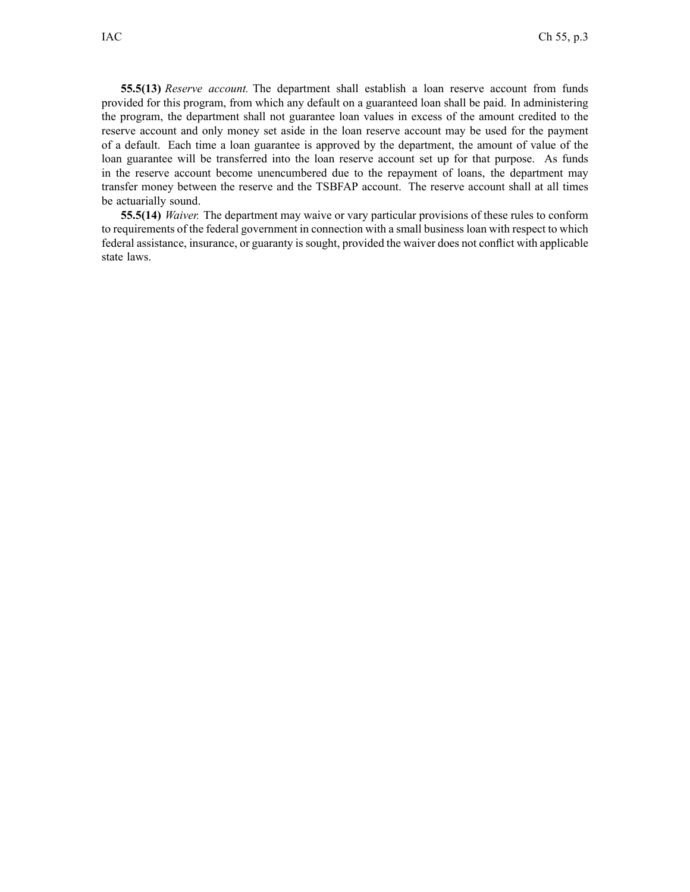**55.5(13)** *Reserve account.* The department shall establish a loan reserve account from funds provided for this program, from which any default on a guaranteed loan shall be paid. In administering the program, the department shall not guarantee loan values in excess of the amount credited to the reserve account and only money set aside in the loan reserve account may be used for the payment of a default. Each time a loan guarantee is approved by the department, the amount of value of the loan guarantee will be transferred into the loan reserve account set up for that purpose. As funds in the reserve account become unencumbered due to the repayment of loans, the department may transfer money between the reserve and the TSBFAP account. The reserve account shall at all times be actuarially sound.

**55.5(14)** *Waiver.* The department may waive or vary particular provisions of these rules to conform to requirements of the federal government in connection with a small business loan with respect to which federal assistance, insurance, or guaranty is sought, provided the waiver does not conflict with applicable state laws.